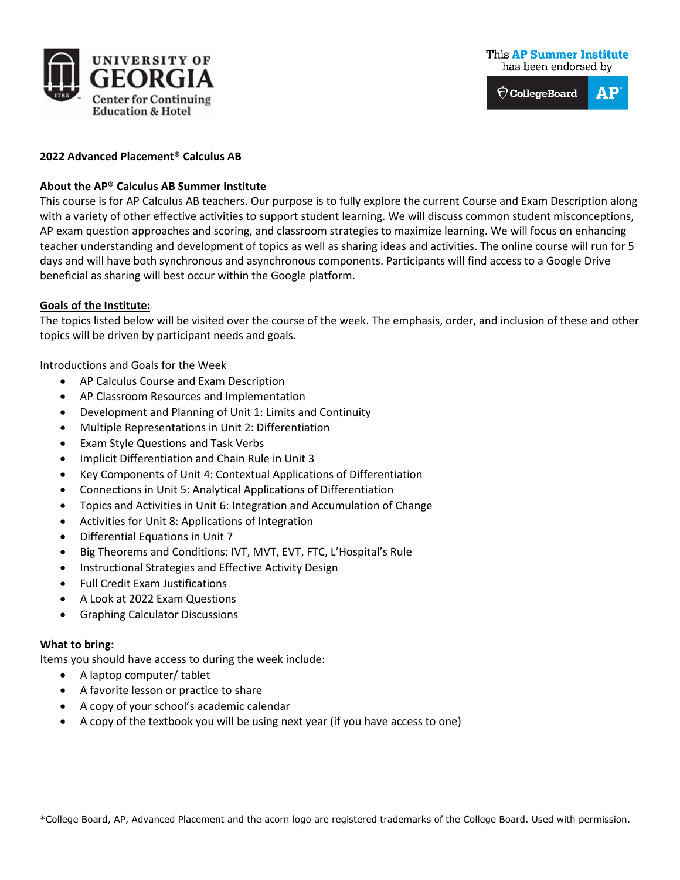UNIVERSITY OF GEORGIA
Center for Continuing Education & Hotel

This AP Summer Institute has been endorsed by CollegeBoard AP

**2022 Advanced Placement® Calculus AB**

**About the AP® Calculus AB Summer Institute**

This course is for AP Calculus AB teachers. Our purpose is to fully explore the current Course and Exam Description along with a variety of other effective activities to support student learning. We will discuss common student misconceptions, AP exam question approaches and scoring, and classroom strategies to maximize learning. We will focus on enhancing teacher understanding and development of topics as well as sharing ideas and activities. The online course will run for 5 days and will have both synchronous and asynchronous components. Participants will find access to a Google Drive beneficial as sharing will best occur within the Google platform.

**Goals of the Institute:**

The topics listed below will be visited over the course of the week. The emphasis, order, and inclusion of these and other topics will be driven by participant needs and goals.

Introductions and Goals for the Week

- AP Calculus Course and Exam Description
- AP Classroom Resources and Implementation
- Development and Planning of Unit 1: Limits and Continuity
- Multiple Representations in Unit 2: Differentiation
- Exam Style Questions and Task Verbs
- Implicit Differentiation and Chain Rule in Unit 3
- Key Components of Unit 4: Contextual Applications of Differentiation
- Connections in Unit 5: Analytical Applications of Differentiation
- Topics and Activities in Unit 6: Integration and Accumulation of Change
- Activities for Unit 8: Applications of Integration
- Differential Equations in Unit 7
- Big Theorems and Conditions: IVT, MVT, EVT, FTC, L'Hospital's Rule
- Instructional Strategies and Effective Activity Design
- Full Credit Exam Justifications
- A Look at 2022 Exam Questions
- Graphing Calculator Discussions

**What to bring:**

Items you should have access to during the week include:

- A laptop computer/ tablet
- A favorite lesson or practice to share
- A copy of your school's academic calendar
- A copy of the textbook you will be using next year (if you have access to one)

*College Board, AP, Advanced Placement and the acorn logo are registered trademarks of the College Board. Used with permission.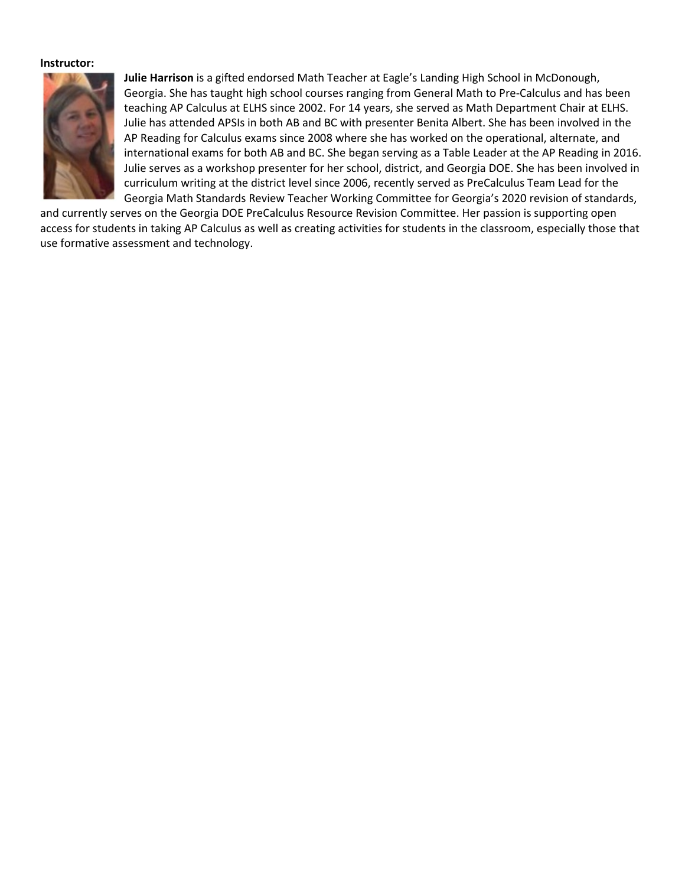**Instructor:**

**Julie Harrison** is a gifted endorsed Math Teacher at Eagle's Landing High School in McDonough, Georgia. She has taught high school courses ranging from General Math to Pre-Calculus and has been teaching AP Calculus at ELHS since 2002. For 14 years, she served as Math Department Chair at ELHS. Julie has attended APSIs in both AB and BC with presenter Benita Albert. She has been involved in the AP Reading for Calculus exams since 2008 where she has worked on the operational, alternate, and international exams for both AB and BC. She began serving as a Table Leader at the AP Reading in 2016. Julie serves as a workshop presenter for her school, district, and Georgia DOE. She has been involved in curriculum writing at the district level since 2006, recently served as PreCalculus Team Lead for the Georgia Math Standards Review Teacher Working Committee for Georgia's 2020 revision of standards, and currently serves on the Georgia DOE PreCalculus Resource Revision Committee. Her passion is supporting open access for students in taking AP Calculus as well as creating activities for students in the classroom, especially those that use formative assessment and technology.